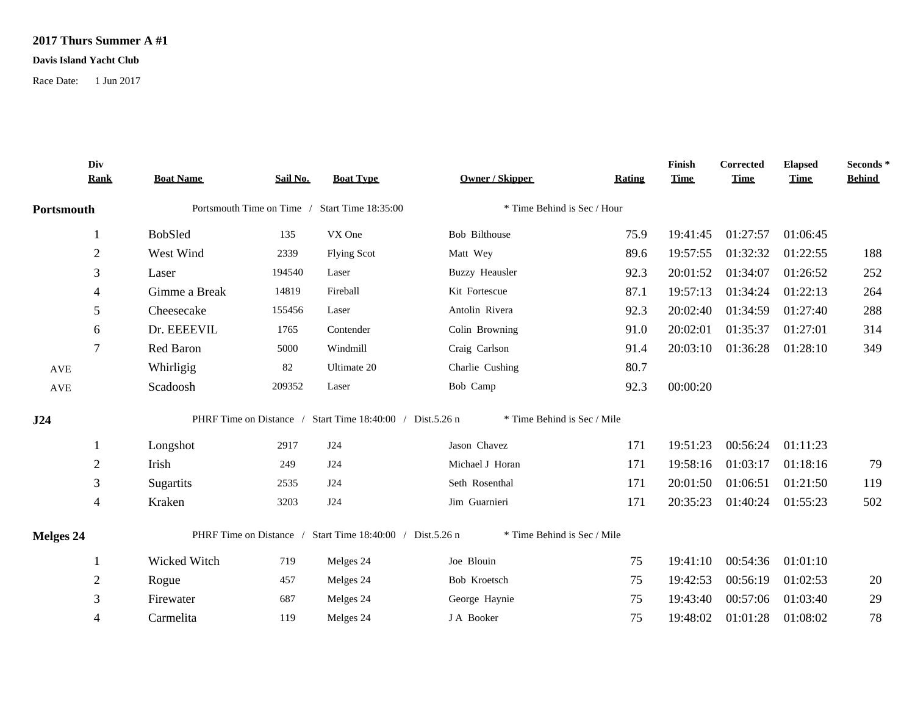**2017 Thurs Summer A #1**

**Davis Island Yacht Club**

Race Date: 1 Jun 2017

| Div Rank | Boat Name | Sail No. | Boat Type | Owner / Skipper | Rating | Finish Time | Corrected Time | Elapsed Time | Seconds * Behind |
|---|---|---|---|---|---|---|---|---|---|
| **Portsmouth** | Portsmouth Time on Time / Start Time 18:35:00 | | | * Time Behind is Sec / Hour | | | | | |
| 1 | BobSled | 135 | VX One | Bob Bilthouse | 75.9 | 19:41:45 | 01:27:57 | 01:06:45 | |
| 2 | West Wind | 2339 | Flying Scot | Matt Wey | 89.6 | 19:57:55 | 01:32:32 | 01:22:55 | 188 |
| 3 | Laser | 194540 | Laser | Buzzy Heausler | 92.3 | 20:01:52 | 01:34:07 | 01:26:52 | 252 |
| 4 | Gimme a Break | 14819 | Fireball | Kit Fortescue | 87.1 | 19:57:13 | 01:34:24 | 01:22:13 | 264 |
| 5 | Cheesecake | 155456 | Laser | Antolin Rivera | 92.3 | 20:02:40 | 01:34:59 | 01:27:40 | 288 |
| 6 | Dr. EEEEVIL | 1765 | Contender | Colin Browning | 91.0 | 20:02:01 | 01:35:37 | 01:27:01 | 314 |
| 7 | Red Baron | 5000 | Windmill | Craig Carlson | 91.4 | 20:03:10 | 01:36:28 | 01:28:10 | 349 |
| AVE | Whirligig | 82 | Ultimate 20 | Charlie Cushing | 80.7 | | | | |
| AVE | Scadoosh | 209352 | Laser | Bob Camp | 92.3 | 00:00:20 | | | |
| **J24** | PHRF Time on Distance / Start Time 18:40:00 / Dist.5.26 n | | | * Time Behind is Sec / Mile | | | | | |
| 1 | Longshot | 2917 | J24 | Jason Chavez | 171 | 19:51:23 | 00:56:24 | 01:11:23 | |
| 2 | Irish | 249 | J24 | Michael J Horan | 171 | 19:58:16 | 01:03:17 | 01:18:16 | 79 |
| 3 | Sugartits | 2535 | J24 | Seth Rosenthal | 171 | 20:01:50 | 01:06:51 | 01:21:50 | 119 |
| 4 | Kraken | 3203 | J24 | Jim Guarnieri | 171 | 20:35:23 | 01:40:24 | 01:55:23 | 502 |
| **Melges 24** | PHRF Time on Distance / Start Time 18:40:00 / Dist.5.26 n | | | * Time Behind is Sec / Mile | | | | | |
| 1 | Wicked Witch | 719 | Melges 24 | Joe Blouin | 75 | 19:41:10 | 00:54:36 | 01:01:10 | |
| 2 | Rogue | 457 | Melges 24 | Bob Kroetsch | 75 | 19:42:53 | 00:56:19 | 01:02:53 | 20 |
| 3 | Firewater | 687 | Melges 24 | George Haynie | 75 | 19:43:40 | 00:57:06 | 01:03:40 | 29 |
| 4 | Carmelita | 119 | Melges 24 | J A Booker | 75 | 19:48:02 | 01:01:28 | 01:08:02 | 78 |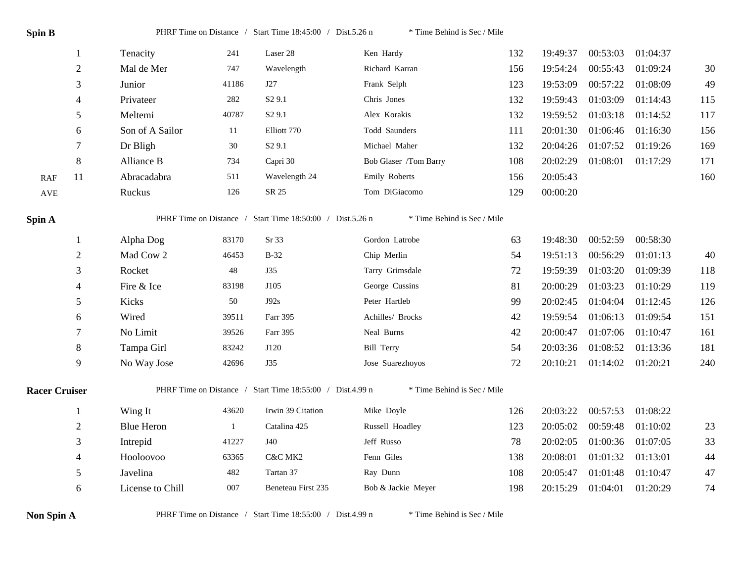**Spin B** PHRF Time on Distance / Start Time 18:45:00 / Dist.5.26 n * Time Behind is Sec / Mile

| | Pos | Yacht | Sail | Type | Skipper | PHRF | Finish | Corrected | Elapsed | Behind |
|---|---|---|---|---|---|---|---|---|---|---|
| | 1 | Tenacity | 241 | Laser 28 | Ken Hardy | 132 | 19:49:37 | 00:53:03 | 01:04:37 | |
| | 2 | Mal de Mer | 747 | Wavelength | Richard Karran | 156 | 19:54:24 | 00:55:43 | 01:09:24 | 30 |
| | 3 | Junior | 41186 | J27 | Frank Selph | 123 | 19:53:09 | 00:57:22 | 01:08:09 | 49 |
| | 4 | Privateer | 282 | S2 9.1 | Chris Jones | 132 | 19:59:43 | 01:03:09 | 01:14:43 | 115 |
| | 5 | Meltemi | 40787 | S2 9.1 | Alex Korakis | 132 | 19:59:52 | 01:03:18 | 01:14:52 | 117 |
| | 6 | Son of A Sailor | 11 | Elliott 770 | Todd Saunders | 111 | 20:01:30 | 01:06:46 | 01:16:30 | 156 |
| | 7 | Dr Bligh | 30 | S2 9.1 | Michael Maher | 132 | 20:04:26 | 01:07:52 | 01:19:26 | 169 |
| | 8 | Alliance B | 734 | Capri 30 | Bob Glaser /Tom Barry | 108 | 20:02:29 | 01:08:01 | 01:17:29 | 171 |
| RAF | 11 | Abracadabra | 511 | Wavelength 24 | Emily Roberts | 156 | 20:05:43 | | | 160 |
| AVE | | Ruckus | 126 | SR 25 | Tom DiGiacomo | 129 | 00:00:20 | | | |

**Spin A** PHRF Time on Distance / Start Time 18:50:00 / Dist.5.26 n * Time Behind is Sec / Mile

| Pos | Yacht | Sail | Type | Skipper | PHRF | Finish | Corrected | Elapsed | Behind |
|---|---|---|---|---|---|---|---|---|---|
| 1 | Alpha Dog | 83170 | Sr 33 | Gordon Latrobe | 63 | 19:48:30 | 00:52:59 | 00:58:30 | |
| 2 | Mad Cow 2 | 46453 | B-32 | Chip Merlin | 54 | 19:51:13 | 00:56:29 | 01:01:13 | 40 |
| 3 | Rocket | 48 | J35 | Tarry Grimsdale | 72 | 19:59:39 | 01:03:20 | 01:09:39 | 118 |
| 4 | Fire & Ice | 83198 | J105 | George Cussins | 81 | 20:00:29 | 01:03:23 | 01:10:29 | 119 |
| 5 | Kicks | 50 | J92s | Peter Hartleb | 99 | 20:02:45 | 01:04:04 | 01:12:45 | 126 |
| 6 | Wired | 39511 | Farr 395 | Achilles/ Brocks | 42 | 19:59:54 | 01:06:13 | 01:09:54 | 151 |
| 7 | No Limit | 39526 | Farr 395 | Neal Burns | 42 | 20:00:47 | 01:07:06 | 01:10:47 | 161 |
| 8 | Tampa Girl | 83242 | J120 | Bill Terry | 54 | 20:03:36 | 01:08:52 | 01:13:36 | 181 |
| 9 | No Way Jose | 42696 | J35 | Jose Suarezhoyos | 72 | 20:10:21 | 01:14:02 | 01:20:21 | 240 |

**Racer Cruiser** PHRF Time on Distance / Start Time 18:55:00 / Dist.4.99 n * Time Behind is Sec / Mile

| Pos | Yacht | Sail | Type | Skipper | PHRF | Finish | Corrected | Elapsed | Behind |
|---|---|---|---|---|---|---|---|---|---|
| 1 | Wing It | 43620 | Irwin 39 Citation | Mike Doyle | 126 | 20:03:22 | 00:57:53 | 01:08:22 | |
| 2 | Blue Heron | 1 | Catalina 425 | Russell Hoadley | 123 | 20:05:02 | 00:59:48 | 01:10:02 | 23 |
| 3 | Intrepid | 41227 | J40 | Jeff Russo | 78 | 20:02:05 | 01:00:36 | 01:07:05 | 33 |
| 4 | Hooloovoo | 63365 | C&C MK2 | Fenn Giles | 138 | 20:08:01 | 01:01:32 | 01:13:01 | 44 |
| 5 | Javelina | 482 | Tartan 37 | Ray Dunn | 108 | 20:05:47 | 01:01:48 | 01:10:47 | 47 |
| 6 | License to Chill | 007 | Beneteau First 235 | Bob & Jackie Meyer | 198 | 20:15:29 | 01:04:01 | 01:20:29 | 74 |

**Non Spin A** PHRF Time on Distance / Start Time 18:55:00 / Dist.4.99 n * Time Behind is Sec / Mile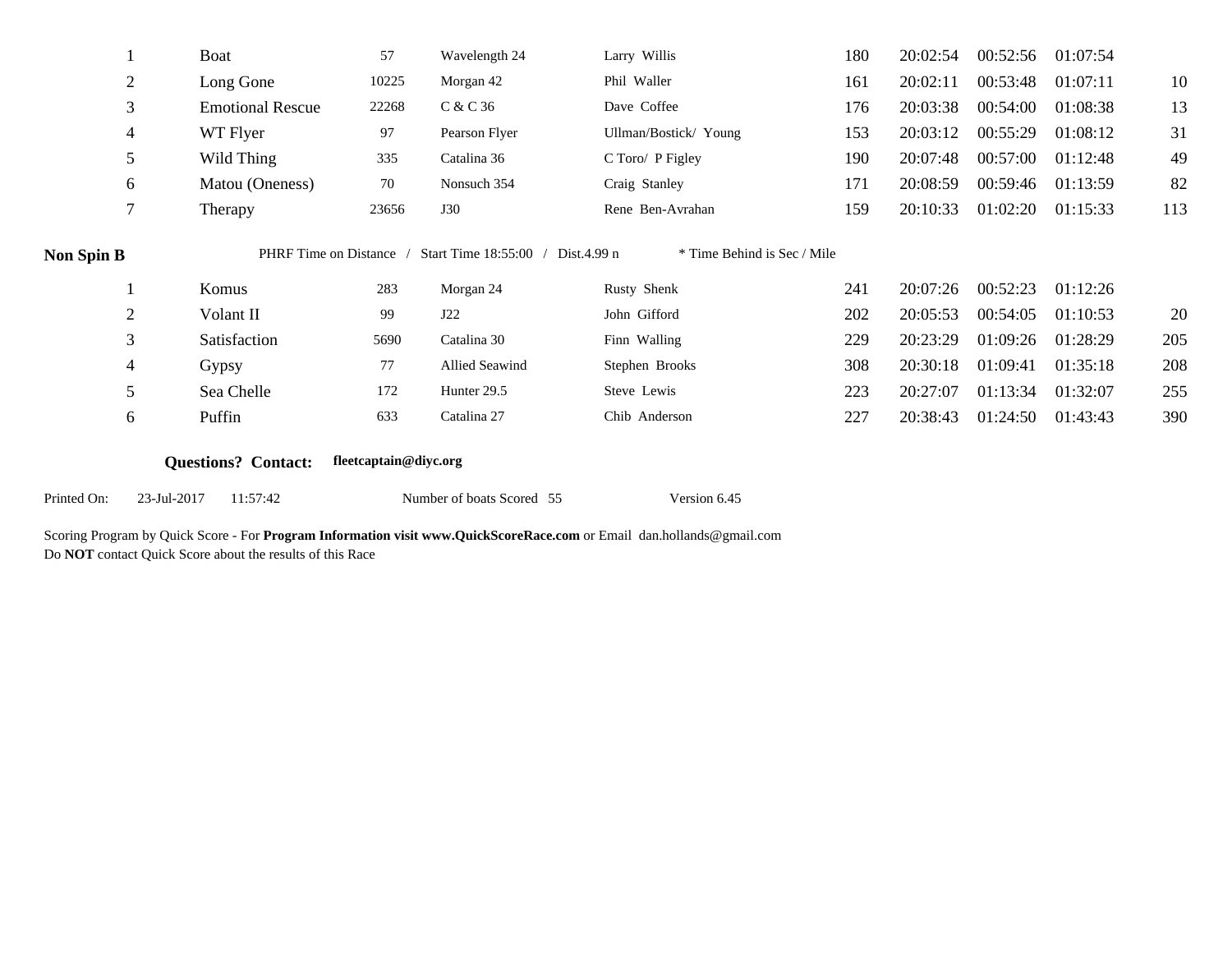| | | | | | | | | | |
|---|---|---|---|---|---|---|---|---|---|
| 1 | Boat | 57 | Wavelength 24 | Larry Willis | 180 | 20:02:54 | 00:52:56 | 01:07:54 | |
| 2 | Long Gone | 10225 | Morgan 42 | Phil Waller | 161 | 20:02:11 | 00:53:48 | 01:07:11 | 10 |
| 3 | Emotional Rescue | 22268 | C & C 36 | Dave Coffee | 176 | 20:03:38 | 00:54:00 | 01:08:38 | 13 |
| 4 | WT Flyer | 97 | Pearson Flyer | Ullman/Bostick/ Young | 153 | 20:03:12 | 00:55:29 | 01:08:12 | 31 |
| 5 | Wild Thing | 335 | Catalina 36 | C Toro/ P Figley | 190 | 20:07:48 | 00:57:00 | 01:12:48 | 49 |
| 6 | Matou (Oneness) | 70 | Nonsuch 354 | Craig Stanley | 171 | 20:08:59 | 00:59:46 | 01:13:59 | 82 |
| 7 | Therapy | 23656 | J30 | Rene Ben-Avrahan | 159 | 20:10:33 | 01:02:20 | 01:15:33 | 113 |

**Non Spin B** PHRF Time on Distance / Start Time 18:55:00 / Dist.4.99 n * Time Behind is Sec / Mile

| | | | | | | | | | |
|---|---|---|---|---|---|---|---|---|---|
| 1 | Komus | 283 | Morgan 24 | Rusty Shenk | 241 | 20:07:26 | 00:52:23 | 01:12:26 | |
| 2 | Volant II | 99 | J22 | John Gifford | 202 | 20:05:53 | 00:54:05 | 01:10:53 | 20 |
| 3 | Satisfaction | 5690 | Catalina 30 | Finn Walling | 229 | 20:23:29 | 01:09:26 | 01:28:29 | 205 |
| 4 | Gypsy | 77 | Allied Seawind | Stephen Brooks | 308 | 20:30:18 | 01:09:41 | 01:35:18 | 208 |
| 5 | Sea Chelle | 172 | Hunter 29.5 | Steve Lewis | 223 | 20:27:07 | 01:13:34 | 01:32:07 | 255 |
| 6 | Puffin | 633 | Catalina 27 | Chib Anderson | 227 | 20:38:43 | 01:24:50 | 01:43:43 | 390 |

**Questions? Contact:** **fleetcaptain@diyc.org**

Printed On: 23-Jul-2017 11:57:42 Number of boats Scored 55 Version 6.45

Scoring Program by Quick Score - For **Program Information visit www.QuickScoreRace.com** or Email dan.hollands@gmail.com
Do **NOT** contact Quick Score about the results of this Race